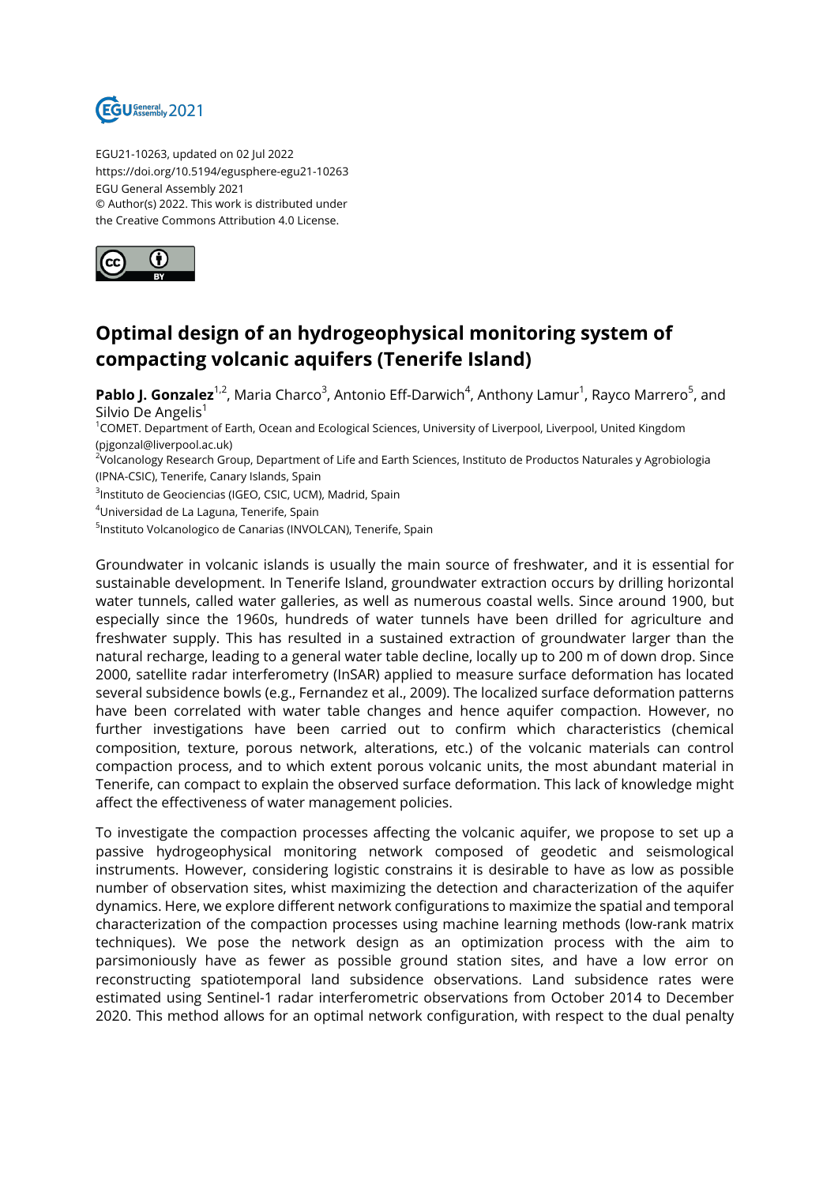EGU21-10263, updated on 02 Jul 2022
https://doi.org/10.5194/egusphere-egu21-10263
EGU General Assembly 2021
© Author(s) 2022. This work is distributed under
the Creative Commons Attribution 4.0 License.

# Optimal design of an hydrogeophysical monitoring system of compacting volcanic aquifers (Tenerife Island)

**Pablo J. Gonzalez**[1,2], Maria Charco[3], Antonio Eff-Darwich[4], Anthony Lamur[1], Rayco Marrero[5], and Silvio De Angelis[1]

[1]COMET. Department of Earth, Ocean and Ecological Sciences, University of Liverpool, Liverpool, United Kingdom (pjgonzal@liverpool.ac.uk)
[2]Volcanology Research Group, Department of Life and Earth Sciences, Instituto de Productos Naturales y Agrobiologia (IPNA-CSIC), Tenerife, Canary Islands, Spain
[3]Instituto de Geociencias (IGEO, CSIC, UCM), Madrid, Spain
[4]Universidad de La Laguna, Tenerife, Spain
[5]Instituto Volcanologico de Canarias (INVOLCAN), Tenerife, Spain

Groundwater in volcanic islands is usually the main source of freshwater, and it is essential for sustainable development. In Tenerife Island, groundwater extraction occurs by drilling horizontal water tunnels, called water galleries, as well as numerous coastal wells. Since around 1900, but especially since the 1960s, hundreds of water tunnels have been drilled for agriculture and freshwater supply. This has resulted in a sustained extraction of groundwater larger than the natural recharge, leading to a general water table decline, locally up to 200 m of down drop. Since 2000, satellite radar interferometry (InSAR) applied to measure surface deformation has located several subsidence bowls (e.g., Fernandez et al., 2009). The localized surface deformation patterns have been correlated with water table changes and hence aquifer compaction. However, no further investigations have been carried out to confirm which characteristics (chemical composition, texture, porous network, alterations, etc.) of the volcanic materials can control compaction process, and to which extent porous volcanic units, the most abundant material in Tenerife, can compact to explain the observed surface deformation. This lack of knowledge might affect the effectiveness of water management policies.

To investigate the compaction processes affecting the volcanic aquifer, we propose to set up a passive hydrogeophysical monitoring network composed of geodetic and seismological instruments. However, considering logistic constrains it is desirable to have as low as possible number of observation sites, whist maximizing the detection and characterization of the aquifer dynamics. Here, we explore different network configurations to maximize the spatial and temporal characterization of the compaction processes using machine learning methods (low-rank matrix techniques). We pose the network design as an optimization process with the aim to parsimoniously have as fewer as possible ground station sites, and have a low error on reconstructing spatiotemporal land subsidence observations. Land subsidence rates were estimated using Sentinel-1 radar interferometric observations from October 2014 to December 2020. This method allows for an optimal network configuration, with respect to the dual penalty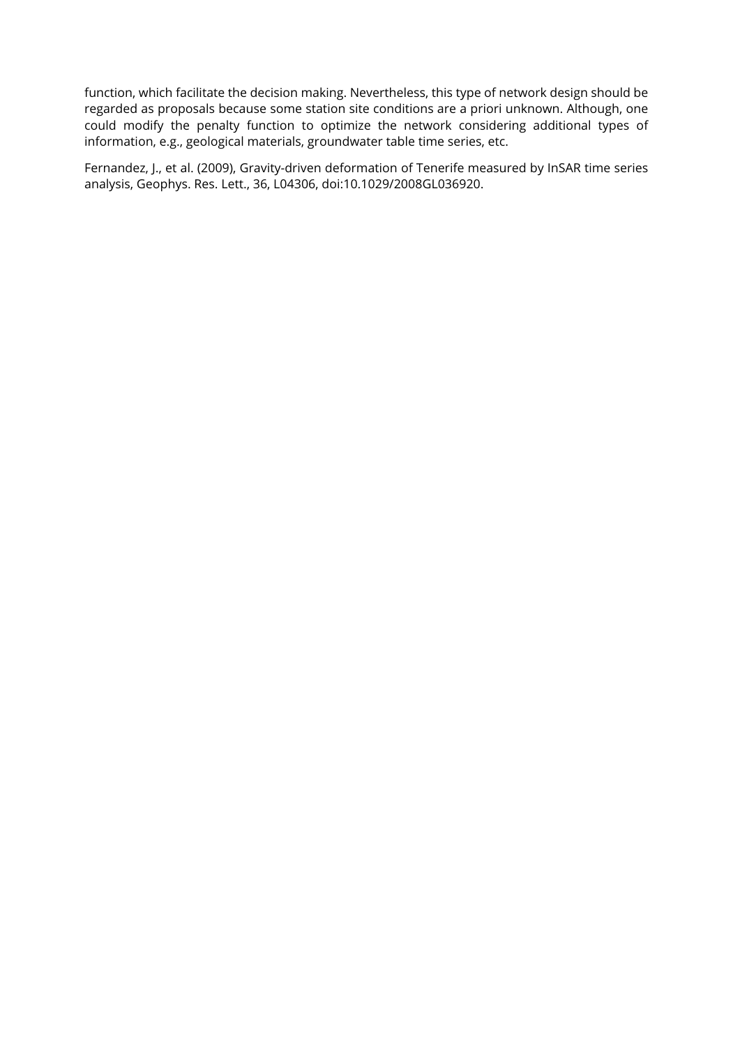function, which facilitate the decision making. Nevertheless, this type of network design should be regarded as proposals because some station site conditions are a priori unknown. Although, one could modify the penalty function to optimize the network considering additional types of information, e.g., geological materials, groundwater table time series, etc.

Fernandez, J., et al. (2009), Gravity-driven deformation of Tenerife measured by InSAR time series analysis, Geophys. Res. Lett., 36, L04306, doi:10.1029/2008GL036920.